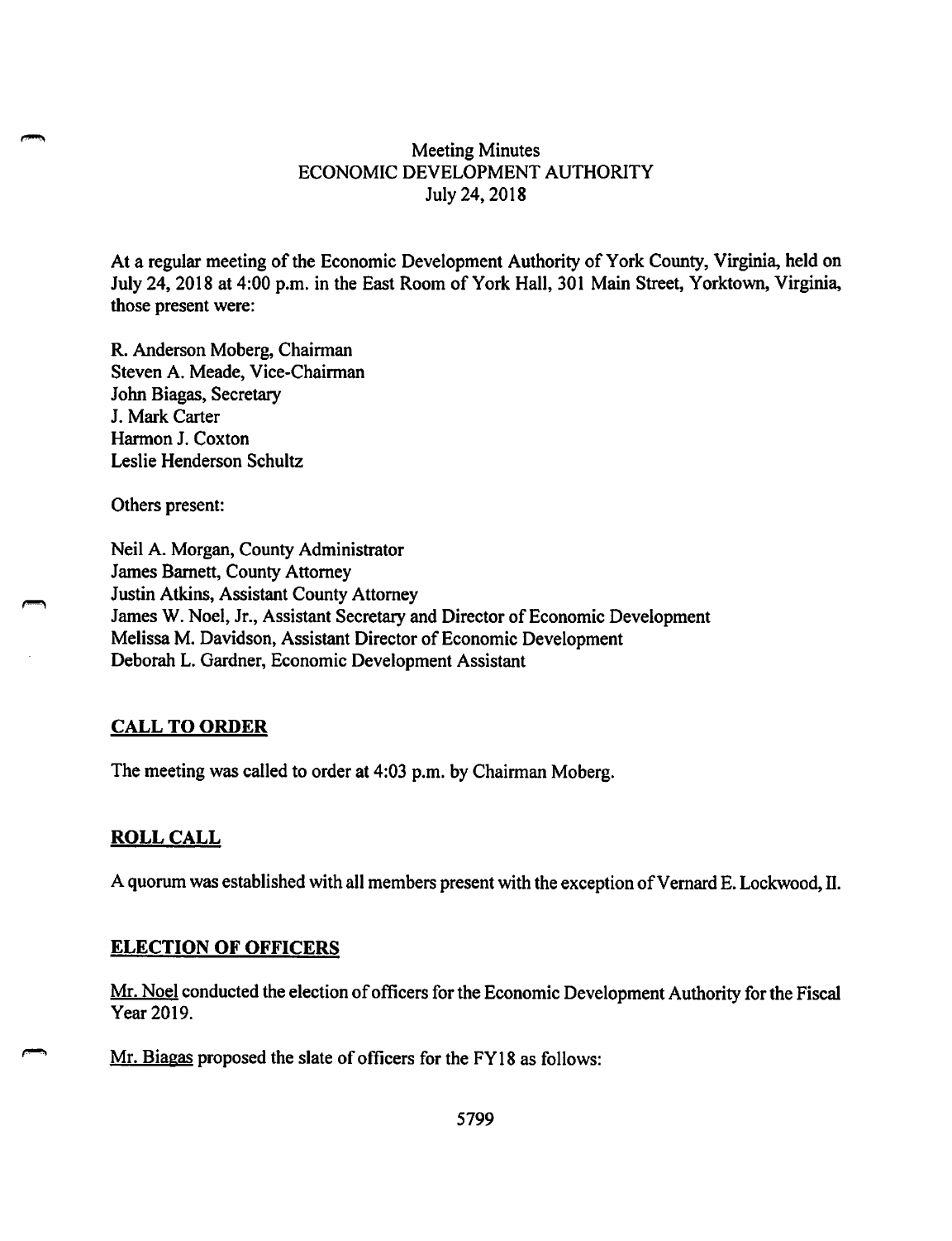Meeting Minutes
ECONOMIC DEVELOPMENT AUTHORITY
July 24, 2018

At a regular meeting of the Economic Development Authority of York County, Virginia, held on July 24, 2018 at 4:00 p.m. in the East Room of York Hall, 301 Main Street, Yorktown, Virginia, those present were:

R. Anderson Moberg, Chairman
Steven A. Meade, Vice-Chairman
John Biagas, Secretary
J. Mark Carter
Harmon J. Coxton
Leslie Henderson Schultz

Others present:

Neil A. Morgan, County Administrator
James Barnett, County Attorney
Justin Atkins, Assistant County Attorney
James W. Noel, Jr., Assistant Secretary and Director of Economic Development
Melissa M. Davidson, Assistant Director of Economic Development
Deborah L. Gardner, Economic Development Assistant

## CALL TO ORDER

The meeting was called to order at 4:03 p.m. by Chairman Moberg.

## ROLL CALL

A quorum was established with all members present with the exception of Vernard E. Lockwood, II.

## ELECTION OF OFFICERS

Mr. Noel conducted the election of officers for the Economic Development Authority for the Fiscal Year 2019.

Mr. Biagas proposed the slate of officers for the FY18 as follows: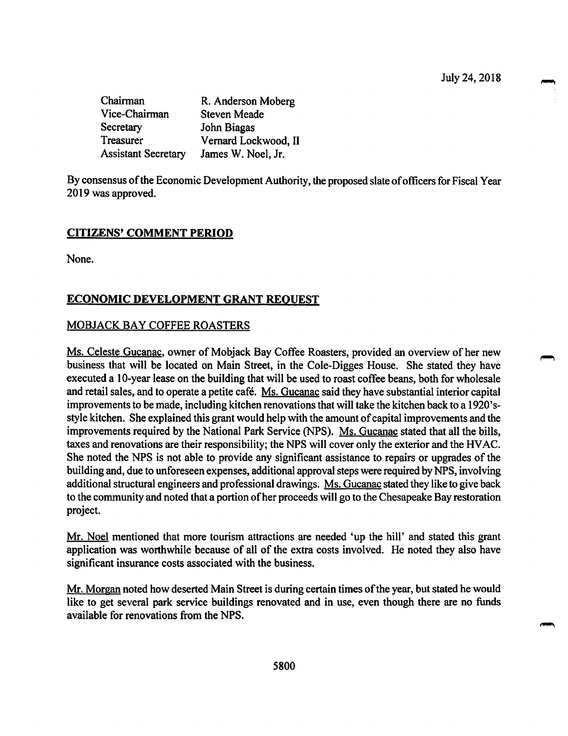| | |
|---|---|
| Chairman | R. Anderson Moberg |
| Vice-Chairman | Steven Meade |
| Secretary | John Biagas |
| Treasurer | Vernard Lockwood, II |
| Assistant Secretary | James W. Noel, Jr. |

By consensus of the Economic Development Authority, the proposed slate of officers for Fiscal Year 2019 was approved.

## CITIZENS' COMMENT PERIOD

None.

## ECONOMIC DEVELOPMENT GRANT REQUEST

### MOBJACK BAY COFFEE ROASTERS

Ms. Celeste Gucanac, owner of Mobjack Bay Coffee Roasters, provided an overview of her new business that will be located on Main Street, in the Cole-Digges House. She stated they have executed a 10-year lease on the building that will be used to roast coffee beans, both for wholesale and retail sales, and to operate a petite café. Ms. Gucanac said they have substantial interior capital improvements to be made, including kitchen renovations that will take the kitchen back to a 1920's-style kitchen. She explained this grant would help with the amount of capital improvements and the improvements required by the National Park Service (NPS). Ms. Gucanac stated that all the bills, taxes and renovations are their responsibility; the NPS will cover only the exterior and the HVAC. She noted the NPS is not able to provide any significant assistance to repairs or upgrades of the building and, due to unforeseen expenses, additional approval steps were required by NPS, involving additional structural engineers and professional drawings. Ms. Gucanac stated they like to give back to the community and noted that a portion of her proceeds will go to the Chesapeake Bay restoration project.

Mr. Noel mentioned that more tourism attractions are needed 'up the hill' and stated this grant application was worthwhile because of all of the extra costs involved. He noted they also have significant insurance costs associated with the business.

Mr. Morgan noted how deserted Main Street is during certain times of the year, but stated he would like to get several park service buildings renovated and in use, even though there are no funds available for renovations from the NPS.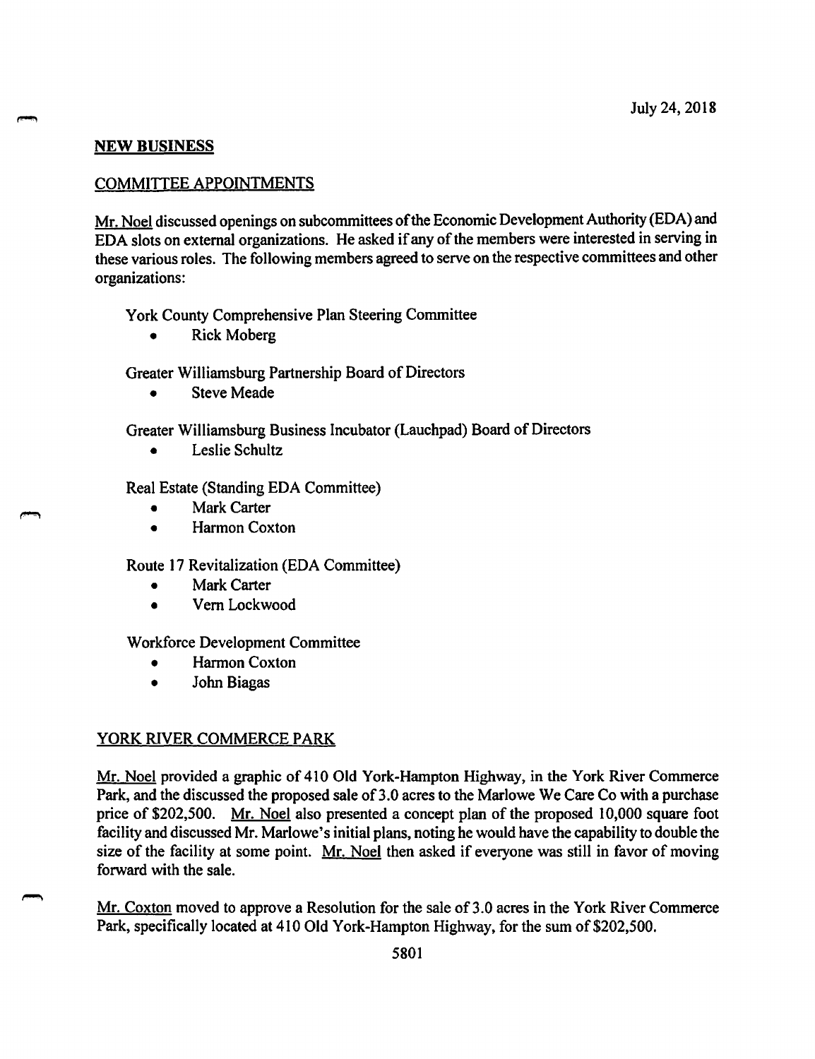July 24, 2018

## NEW BUSINESS

### COMMITTEE APPOINTMENTS

Mr. Noel discussed openings on subcommittees of the Economic Development Authority (EDA) and EDA slots on external organizations. He asked if any of the members were interested in serving in these various roles. The following members agreed to serve on the respective committees and other organizations:

York County Comprehensive Plan Steering Committee

- Rick Moberg

Greater Williamsburg Partnership Board of Directors

- Steve Meade

Greater Williamsburg Business Incubator (Lauchpad) Board of Directors

- Leslie Schultz

Real Estate (Standing EDA Committee)

- Mark Carter
- Harmon Coxton

Route 17 Revitalization (EDA Committee)

- Mark Carter
- Vern Lockwood

Workforce Development Committee

- Harmon Coxton
- John Biagas

### YORK RIVER COMMERCE PARK

Mr. Noel provided a graphic of 410 Old York-Hampton Highway, in the York River Commerce Park, and the discussed the proposed sale of 3.0 acres to the Marlowe We Care Co with a purchase price of $202,500. Mr. Noel also presented a concept plan of the proposed 10,000 square foot facility and discussed Mr. Marlowe's initial plans, noting he would have the capability to double the size of the facility at some point. Mr. Noel then asked if everyone was still in favor of moving forward with the sale.

Mr. Coxton moved to approve a Resolution for the sale of 3.0 acres in the York River Commerce Park, specifically located at 410 Old York-Hampton Highway, for the sum of $202,500.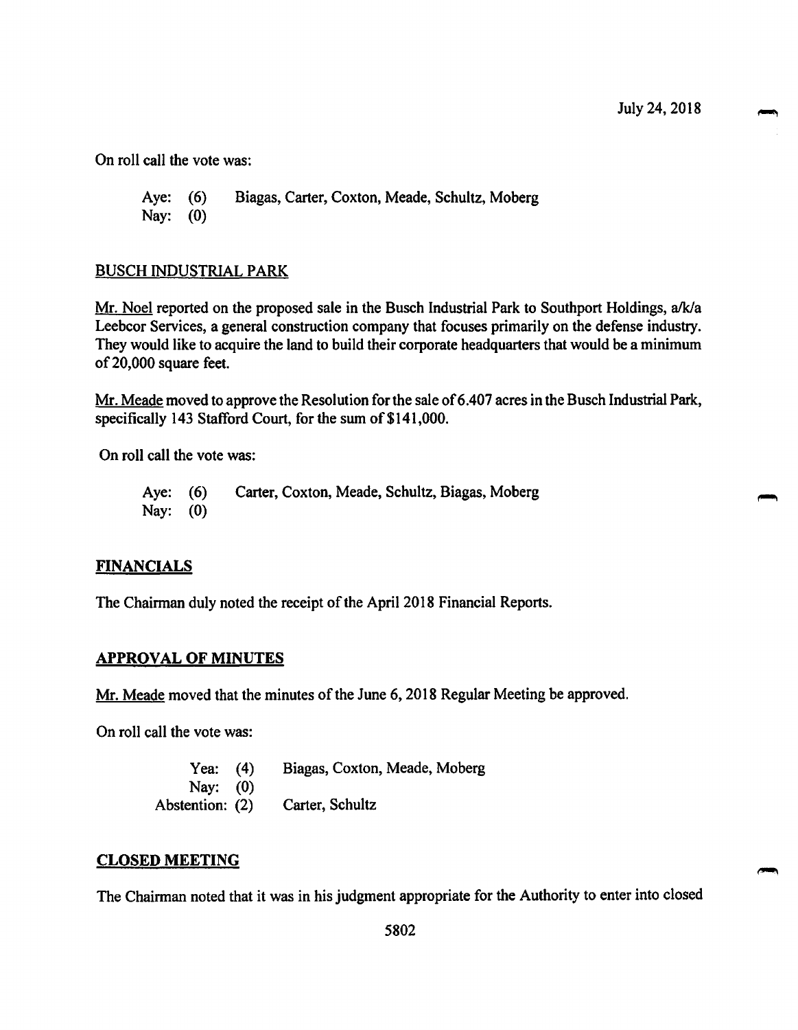On roll call the vote was:

Aye: (6) Biagas, Carter, Coxton, Meade, Schultz, Moberg
Nay: (0)

## BUSCH INDUSTRIAL PARK

Mr. Noel reported on the proposed sale in the Busch Industrial Park to Southport Holdings, a/k/a Leebcor Services, a general construction company that focuses primarily on the defense industry. They would like to acquire the land to build their corporate headquarters that would be a minimum of 20,000 square feet.

Mr. Meade moved to approve the Resolution for the sale of 6.407 acres in the Busch Industrial Park, specifically 143 Stafford Court, for the sum of $141,000.

On roll call the vote was:

Aye: (6) Carter, Coxton, Meade, Schultz, Biagas, Moberg
Nay: (0)

## FINANCIALS

The Chairman duly noted the receipt of the April 2018 Financial Reports.

## APPROVAL OF MINUTES

Mr. Meade moved that the minutes of the June 6, 2018 Regular Meeting be approved.

On roll call the vote was:

Yea: (4) Biagas, Coxton, Meade, Moberg
Nay: (0)
Abstention: (2) Carter, Schultz

## CLOSED MEETING

The Chairman noted that it was in his judgment appropriate for the Authority to enter into closed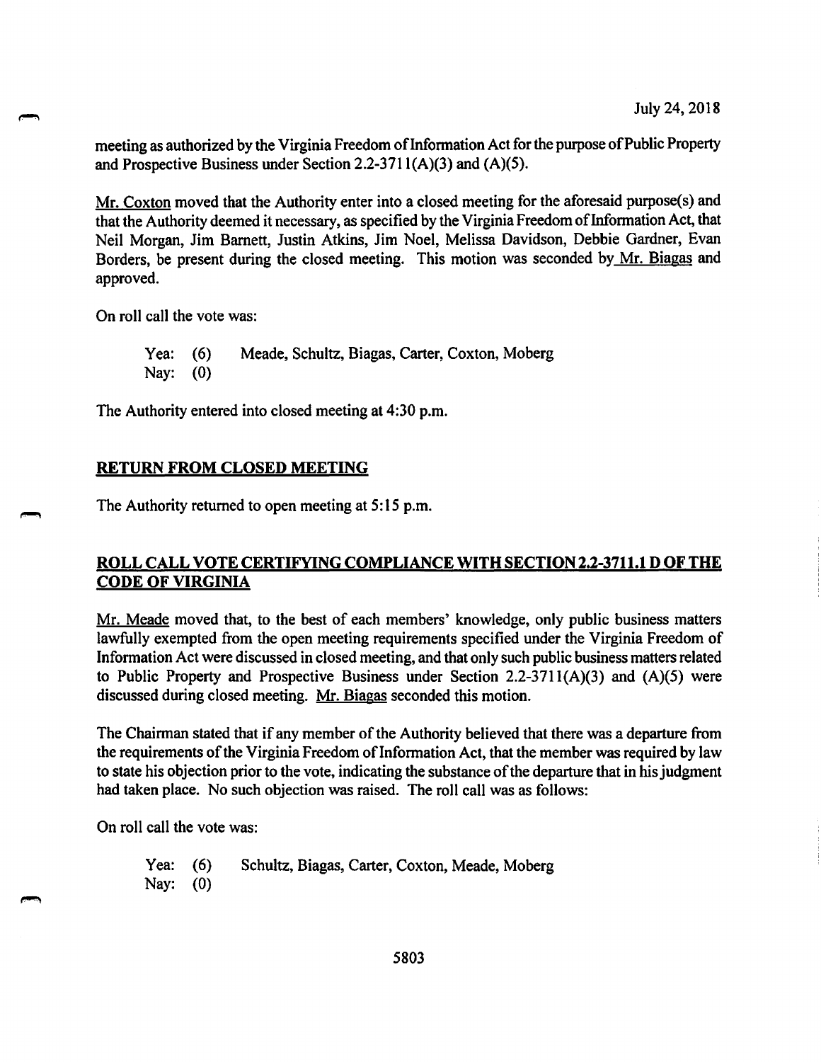meeting as authorized by the Virginia Freedom of Information Act for the purpose of Public Property and Prospective Business under Section 2.2-3711(A)(3) and (A)(5).

Mr. Coxton moved that the Authority enter into a closed meeting for the aforesaid purpose(s) and that the Authority deemed it necessary, as specified by the Virginia Freedom of Information Act, that Neil Morgan, Jim Barnett, Justin Atkins, Jim Noel, Melissa Davidson, Debbie Gardner, Evan Borders, be present during the closed meeting. This motion was seconded by Mr. Biagas and approved.

On roll call the vote was:

Yea: (6) Meade, Schultz, Biagas, Carter, Coxton, Moberg
Nay: (0)

The Authority entered into closed meeting at 4:30 p.m.

## RETURN FROM CLOSED MEETING

The Authority returned to open meeting at 5:15 p.m.

## ROLL CALL VOTE CERTIFYING COMPLIANCE WITH SECTION 2.2-3711.1 D OF THE CODE OF VIRGINIA

Mr. Meade moved that, to the best of each members' knowledge, only public business matters lawfully exempted from the open meeting requirements specified under the Virginia Freedom of Information Act were discussed in closed meeting, and that only such public business matters related to Public Property and Prospective Business under Section 2.2-3711(A)(3) and (A)(5) were discussed during closed meeting. Mr. Biagas seconded this motion.

The Chairman stated that if any member of the Authority believed that there was a departure from the requirements of the Virginia Freedom of Information Act, that the member was required by law to state his objection prior to the vote, indicating the substance of the departure that in his judgment had taken place. No such objection was raised. The roll call was as follows:

On roll call the vote was:

Yea: (6) Schultz, Biagas, Carter, Coxton, Meade, Moberg
Nay: (0)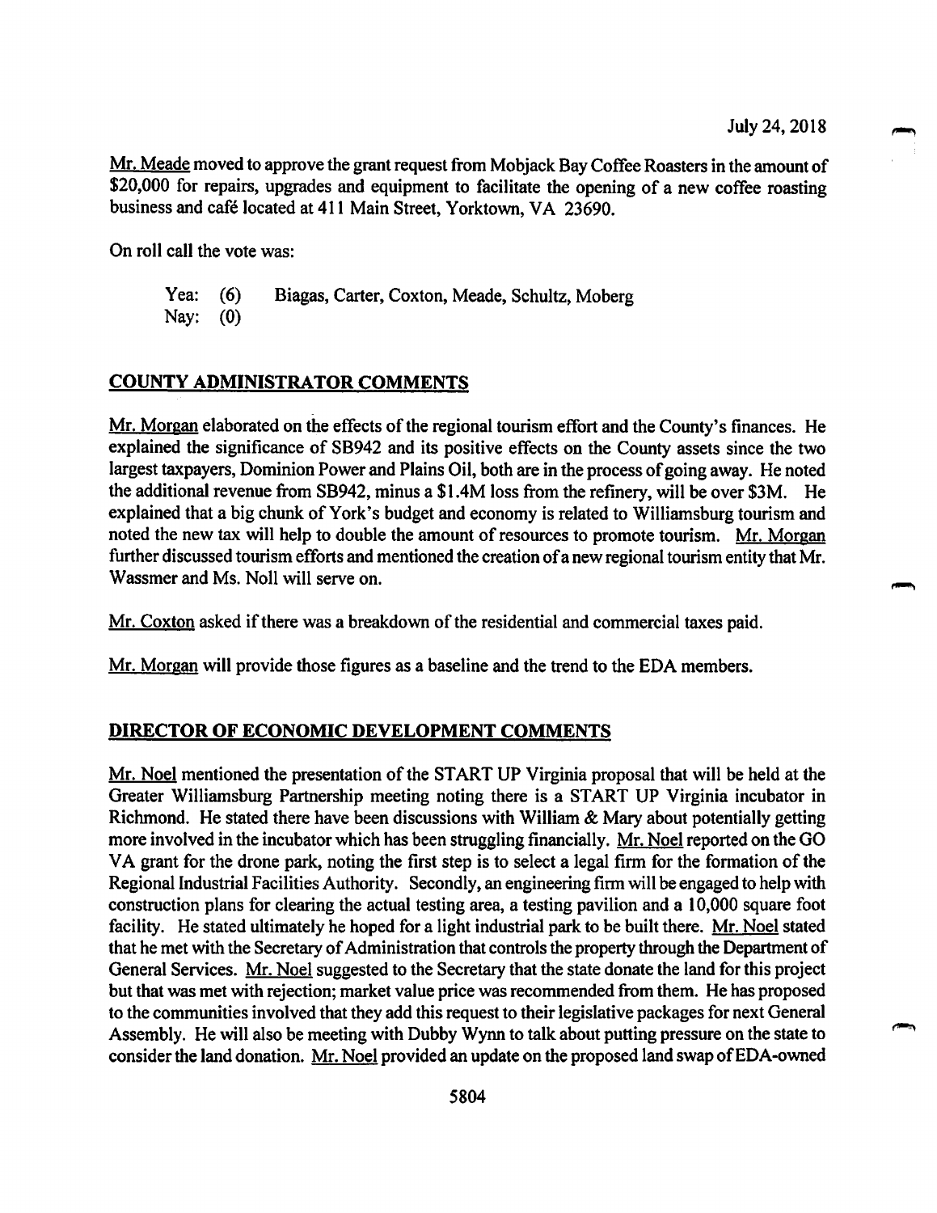July 24, 2018

Mr. Meade moved to approve the grant request from Mobjack Bay Coffee Roasters in the amount of $20,000 for repairs, upgrades and equipment to facilitate the opening of a new coffee roasting business and café located at 411 Main Street, Yorktown, VA 23690.

On roll call the vote was:

Yea: (6) Biagas, Carter, Coxton, Meade, Schultz, Moberg
Nay: (0)

## COUNTY ADMINISTRATOR COMMENTS

Mr. Morgan elaborated on the effects of the regional tourism effort and the County's finances. He explained the significance of SB942 and its positive effects on the County assets since the two largest taxpayers, Dominion Power and Plains Oil, both are in the process of going away. He noted the additional revenue from SB942, minus a $1.4M loss from the refinery, will be over $3M. He explained that a big chunk of York's budget and economy is related to Williamsburg tourism and noted the new tax will help to double the amount of resources to promote tourism. Mr. Morgan further discussed tourism efforts and mentioned the creation of a new regional tourism entity that Mr. Wassmer and Ms. Noll will serve on.

Mr. Coxton asked if there was a breakdown of the residential and commercial taxes paid.

Mr. Morgan will provide those figures as a baseline and the trend to the EDA members.

## DIRECTOR OF ECONOMIC DEVELOPMENT COMMENTS

Mr. Noel mentioned the presentation of the START UP Virginia proposal that will be held at the Greater Williamsburg Partnership meeting noting there is a START UP Virginia incubator in Richmond. He stated there have been discussions with William & Mary about potentially getting more involved in the incubator which has been struggling financially. Mr. Noel reported on the GO VA grant for the drone park, noting the first step is to select a legal firm for the formation of the Regional Industrial Facilities Authority. Secondly, an engineering firm will be engaged to help with construction plans for clearing the actual testing area, a testing pavilion and a 10,000 square foot facility. He stated ultimately he hoped for a light industrial park to be built there. Mr. Noel stated that he met with the Secretary of Administration that controls the property through the Department of General Services. Mr. Noel suggested to the Secretary that the state donate the land for this project but that was met with rejection; market value price was recommended from them. He has proposed to the communities involved that they add this request to their legislative packages for next General Assembly. He will also be meeting with Dubby Wynn to talk about putting pressure on the state to consider the land donation. Mr. Noel provided an update on the proposed land swap of EDA-owned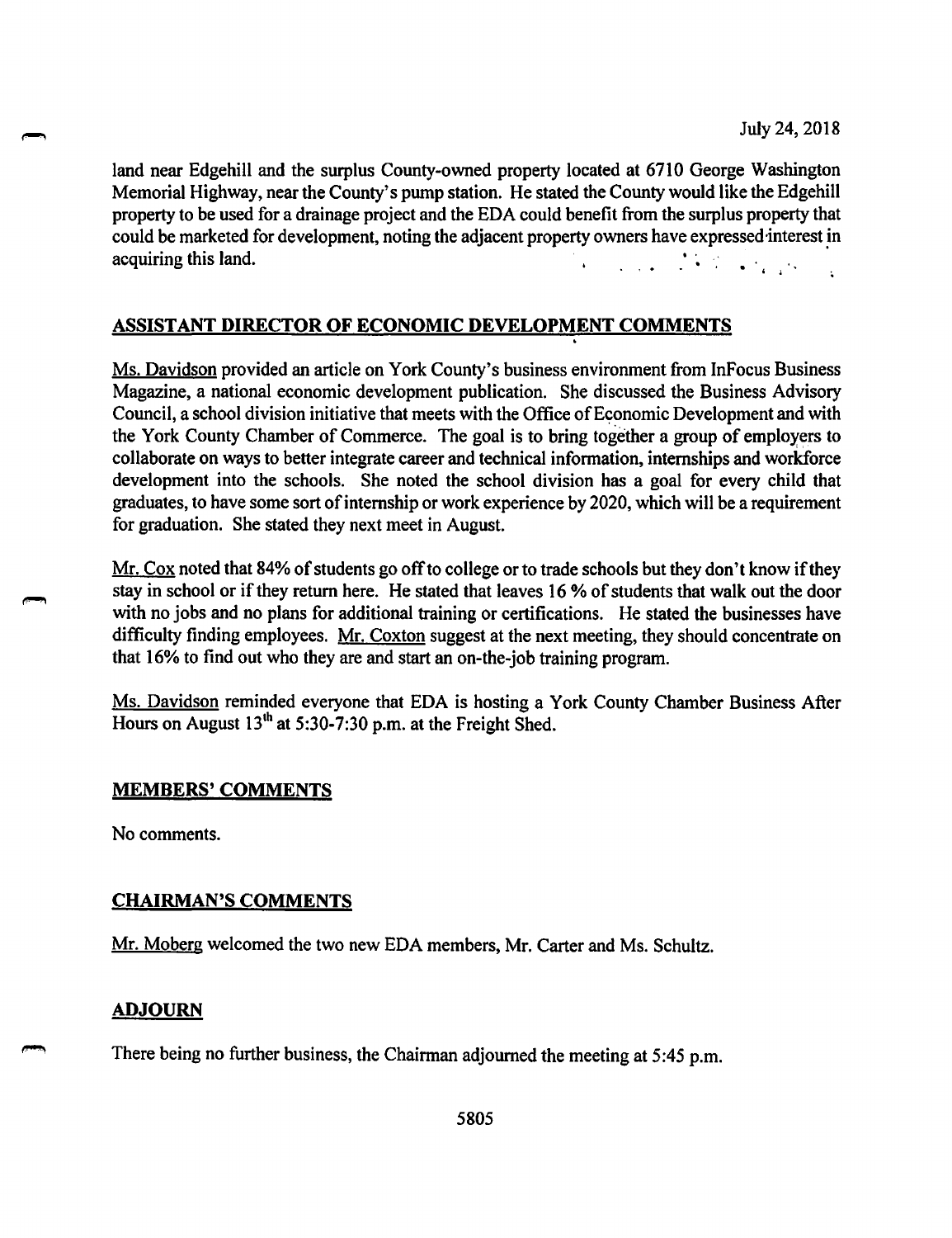land near Edgehill and the surplus County-owned property located at 6710 George Washington Memorial Highway, near the County's pump station. He stated the County would like the Edgehill property to be used for a drainage project and the EDA could benefit from the surplus property that could be marketed for development, noting the adjacent property owners have expressed interest in acquiring this land.

## ASSISTANT DIRECTOR OF ECONOMIC DEVELOPMENT COMMENTS

Ms. Davidson provided an article on York County's business environment from InFocus Business Magazine, a national economic development publication. She discussed the Business Advisory Council, a school division initiative that meets with the Office of Economic Development and with the York County Chamber of Commerce. The goal is to bring together a group of employers to collaborate on ways to better integrate career and technical information, internships and workforce development into the schools. She noted the school division has a goal for every child that graduates, to have some sort of internship or work experience by 2020, which will be a requirement for graduation. She stated they next meet in August.

Mr. Cox noted that 84% of students go off to college or to trade schools but they don't know if they stay in school or if they return here. He stated that leaves 16 % of students that walk out the door with no jobs and no plans for additional training or certifications. He stated the businesses have difficulty finding employees. Mr. Coxton suggest at the next meeting, they should concentrate on that 16% to find out who they are and start an on-the-job training program.

Ms. Davidson reminded everyone that EDA is hosting a York County Chamber Business After Hours on August 13th at 5:30-7:30 p.m. at the Freight Shed.

## MEMBERS' COMMENTS

No comments.

## CHAIRMAN'S COMMENTS

Mr. Moberg welcomed the two new EDA members, Mr. Carter and Ms. Schultz.

## ADJOURN

There being no further business, the Chairman adjourned the meeting at 5:45 p.m.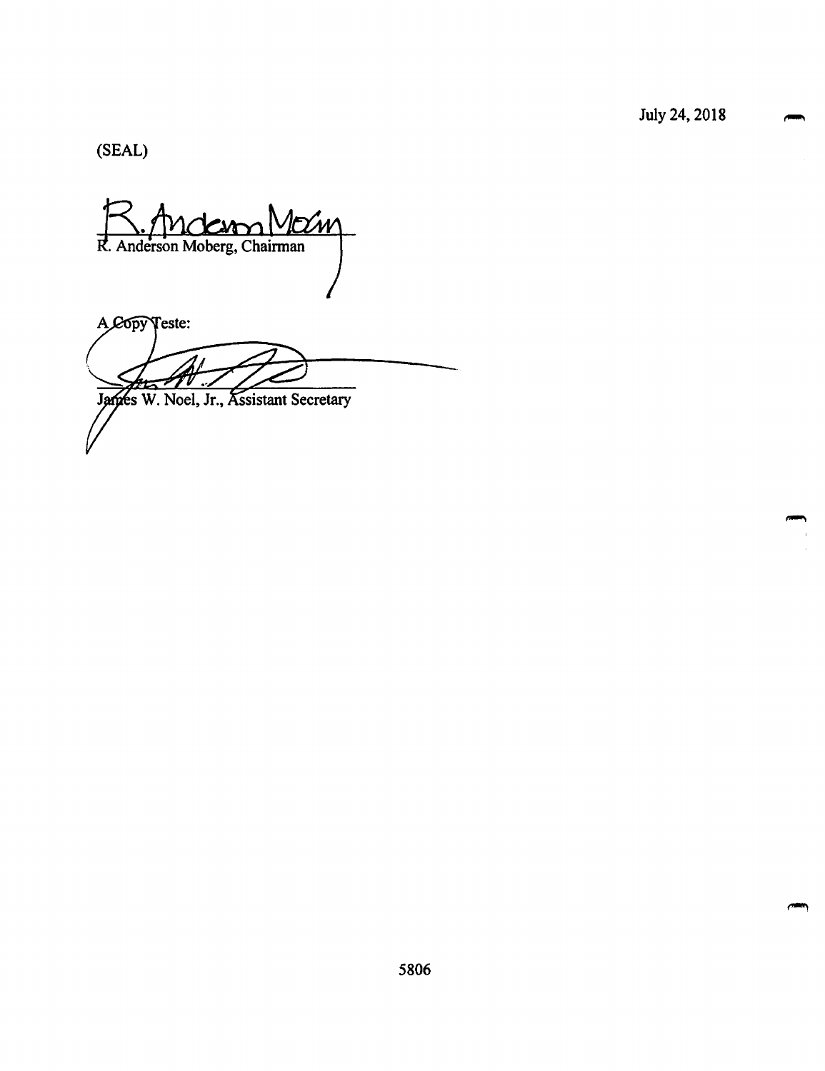July 24, 2018

(SEAL)

R. Anderson Moberg, Chairman

A Copy Teste:

James W. Noel, Jr., Assistant Secretary